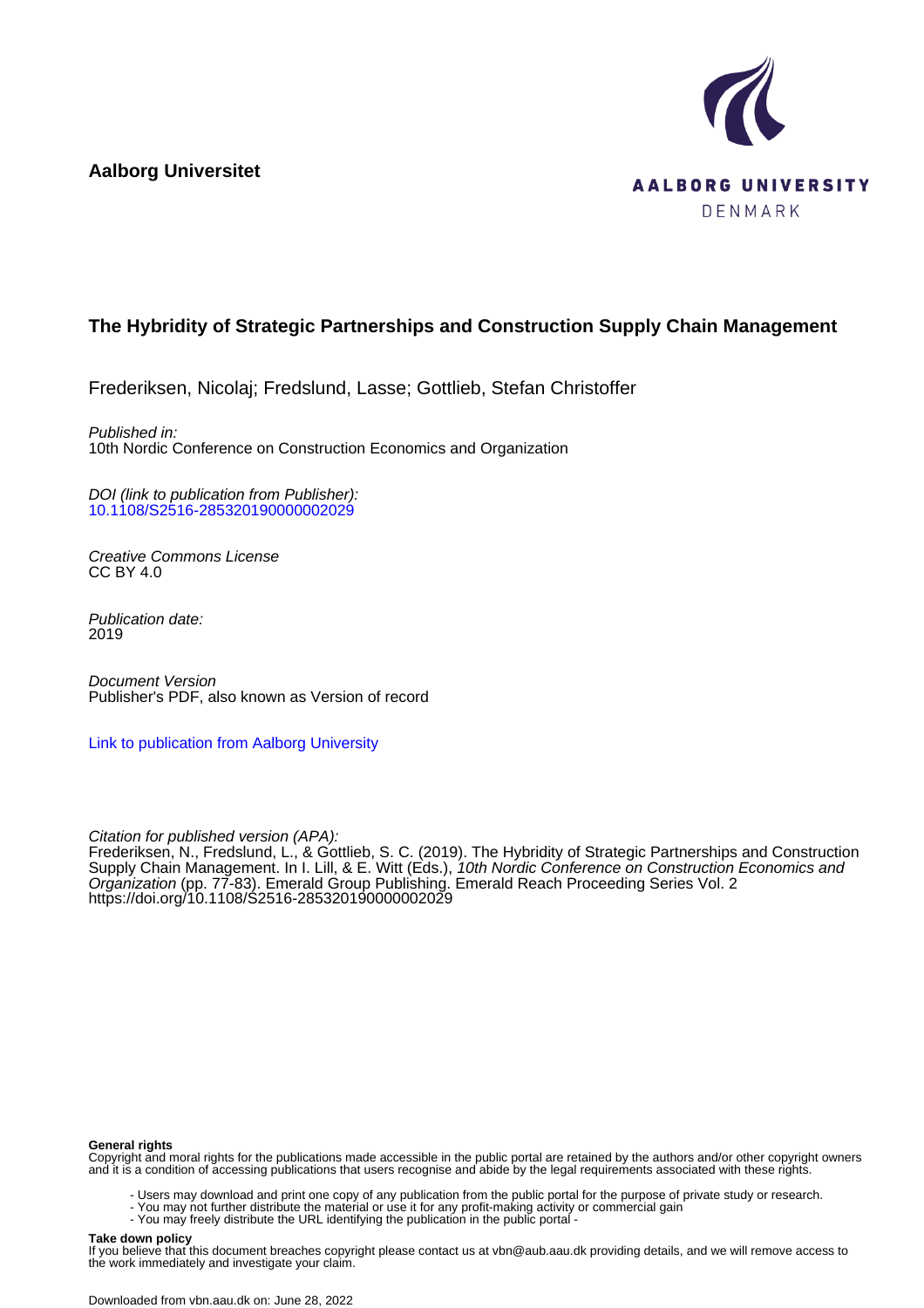**Aalborg Universitet**

AALBORG UNIVERSITY
DENMARK

# The Hybridity of Strategic Partnerships and Construction Supply Chain Management

Frederiksen, Nicolaj; Fredslund, Lasse; Gottlieb, Stefan Christoffer

*Published in:*
10th Nordic Conference on Construction Economics and Organization

*DOI (link to publication from Publisher):*
10.1108/S2516-285320190000002029

*Creative Commons License*
CC BY 4.0

*Publication date:*
2019

*Document Version*
Publisher's PDF, also known as Version of record

Link to publication from Aalborg University

*Citation for published version (APA):*
Frederiksen, N., Fredslund, L., & Gottlieb, S. C. (2019). The Hybridity of Strategic Partnerships and Construction Supply Chain Management. In I. Lill, & E. Witt (Eds.), *10th Nordic Conference on Construction Economics and Organization* (pp. 77-83). Emerald Group Publishing. Emerald Reach Proceeding Series Vol. 2 https://doi.org/10.1108/S2516-285320190000002029

**General rights**
Copyright and moral rights for the publications made accessible in the public portal are retained by the authors and/or other copyright owners and it is a condition of accessing publications that users recognise and abide by the legal requirements associated with these rights.

- Users may download and print one copy of any publication from the public portal for the purpose of private study or research.
- You may not further distribute the material or use it for any profit-making activity or commercial gain
- You may freely distribute the URL identifying the publication in the public portal -

**Take down policy**
If you believe that this document breaches copyright please contact us at vbn@aub.aau.dk providing details, and we will remove access to the work immediately and investigate your claim.

Downloaded from vbn.aau.dk on: June 28, 2022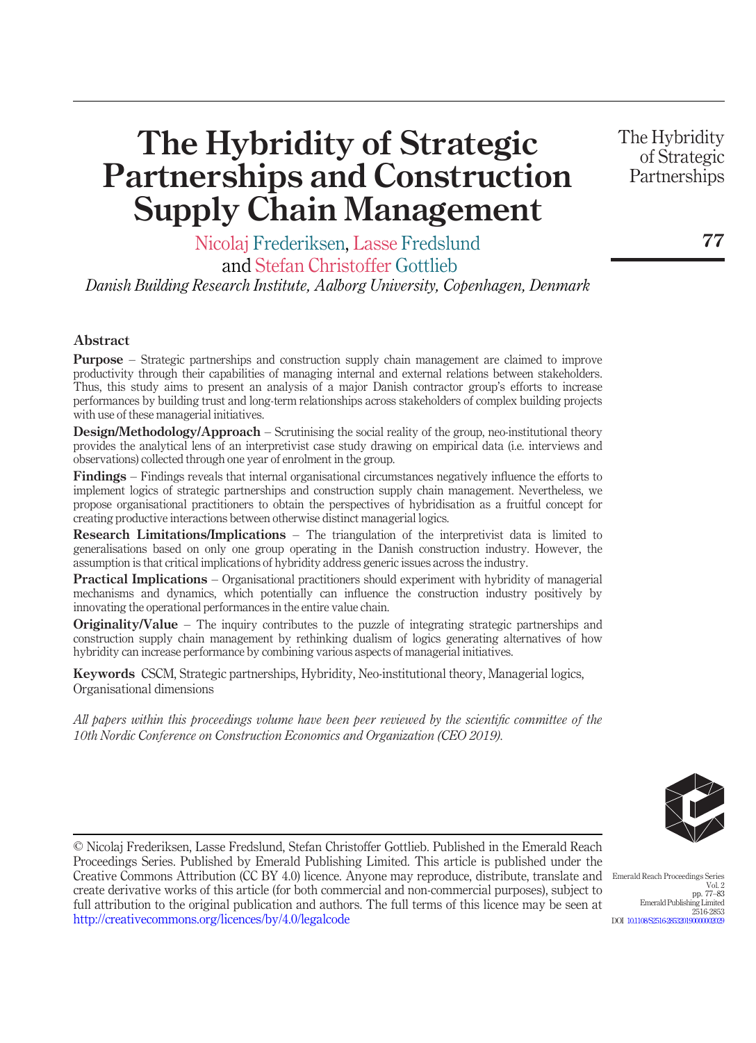# The Hybridity of Strategic Partnerships and Construction Supply Chain Management

Nicolaj Frederiksen, Lasse Fredslund and Stefan Christoffer Gottlieb

*Danish Building Research Institute, Aalborg University, Copenhagen, Denmark*

## Abstract

**Purpose** – Strategic partnerships and construction supply chain management are claimed to improve productivity through their capabilities of managing internal and external relations between stakeholders. Thus, this study aims to present an analysis of a major Danish contractor group's efforts to increase performances by building trust and long-term relationships across stakeholders of complex building projects with use of these managerial initiatives.

**Design/Methodology/Approach** – Scrutinising the social reality of the group, neo-institutional theory provides the analytical lens of an interpretivist case study drawing on empirical data (i.e. interviews and observations) collected through one year of enrolment in the group.

**Findings** – Findings reveals that internal organisational circumstances negatively influence the efforts to implement logics of strategic partnerships and construction supply chain management. Nevertheless, we propose organisational practitioners to obtain the perspectives of hybridisation as a fruitful concept for creating productive interactions between otherwise distinct managerial logics.

**Research Limitations/Implications** – The triangulation of the interpretivist data is limited to generalisations based on only one group operating in the Danish construction industry. However, the assumption is that critical implications of hybridity address generic issues across the industry.

**Practical Implications** – Organisational practitioners should experiment with hybridity of managerial mechanisms and dynamics, which potentially can influence the construction industry positively by innovating the operational performances in the entire value chain.

**Originality/Value** – The inquiry contributes to the puzzle of integrating strategic partnerships and construction supply chain management by rethinking dualism of logics generating alternatives of how hybridity can increase performance by combining various aspects of managerial initiatives.

**Keywords** CSCM, Strategic partnerships, Hybridity, Neo-institutional theory, Managerial logics, Organisational dimensions

*All papers within this proceedings volume have been peer reviewed by the scientific committee of the 10th Nordic Conference on Construction Economics and Organization (CEO 2019).*

© Nicolaj Frederiksen, Lasse Fredslund, Stefan Christoffer Gottlieb. Published in the Emerald Reach Proceedings Series. Published by Emerald Publishing Limited. This article is published under the Creative Commons Attribution (CC BY 4.0) licence. Anyone may reproduce, distribute, translate and create derivative works of this article (for both commercial and non-commercial purposes), subject to full attribution to the original publication and authors. The full terms of this licence may be seen at http://creativecommons.org/licences/by/4.0/legalcode

Emerald Reach Proceedings Series Vol. 2 pp. 77–83 Emerald Publishing Limited 2516-2853 DOI 10.1108/S2516-285320190000002029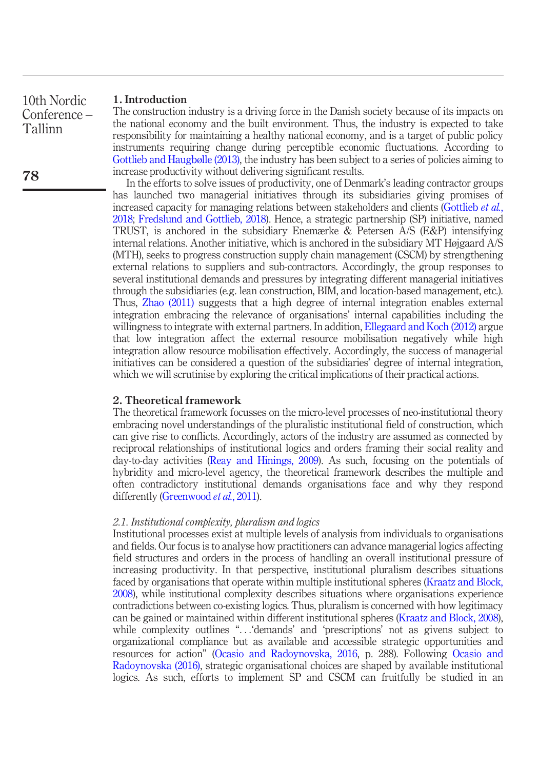## 1. Introduction

The construction industry is a driving force in the Danish society because of its impacts on the national economy and the built environment. Thus, the industry is expected to take responsibility for maintaining a healthy national economy, and is a target of public policy instruments requiring change during perceptible economic fluctuations. According to Gottlieb and Haugbølle (2013), the industry has been subject to a series of policies aiming to increase productivity without delivering significant results.

In the efforts to solve issues of productivity, one of Denmark's leading contractor groups has launched two managerial initiatives through its subsidiaries giving promises of increased capacity for managing relations between stakeholders and clients (Gottlieb *et al.*, 2018; Fredslund and Gottlieb, 2018). Hence, a strategic partnership (SP) initiative, named TRUST, is anchored in the subsidiary Enemærke & Petersen A/S (E&P) intensifying internal relations. Another initiative, which is anchored in the subsidiary MT Højgaard A/S (MTH), seeks to progress construction supply chain management (CSCM) by strengthening external relations to suppliers and sub-contractors. Accordingly, the group responses to several institutional demands and pressures by integrating different managerial initiatives through the subsidiaries (e.g. lean construction, BIM, and location-based management, etc.). Thus, Zhao (2011) suggests that a high degree of internal integration enables external integration embracing the relevance of organisations' internal capabilities including the willingness to integrate with external partners. In addition, Ellegaard and Koch (2012) argue that low integration affect the external resource mobilisation negatively while high integration allow resource mobilisation effectively. Accordingly, the success of managerial initiatives can be considered a question of the subsidiaries' degree of internal integration, which we will scrutinise by exploring the critical implications of their practical actions.

## 2. Theoretical framework

The theoretical framework focusses on the micro-level processes of neo-institutional theory embracing novel understandings of the pluralistic institutional field of construction, which can give rise to conflicts. Accordingly, actors of the industry are assumed as connected by reciprocal relationships of institutional logics and orders framing their social reality and day-to-day activities (Reay and Hinings, 2009). As such, focusing on the potentials of hybridity and micro-level agency, the theoretical framework describes the multiple and often contradictory institutional demands organisations face and why they respond differently (Greenwood *et al.*, 2011).

### *2.1. Institutional complexity, pluralism and logics*

Institutional processes exist at multiple levels of analysis from individuals to organisations and fields. Our focus is to analyse how practitioners can advance managerial logics affecting field structures and orders in the process of handling an overall institutional pressure of increasing productivity. In that perspective, institutional pluralism describes situations faced by organisations that operate within multiple institutional spheres (Kraatz and Block, 2008), while institutional complexity describes situations where organisations experience contradictions between co-existing logics. Thus, pluralism is concerned with how legitimacy can be gained or maintained within different institutional spheres (Kraatz and Block, 2008), while complexity outlines "…'demands' and 'prescriptions' not as givens subject to organizational compliance but as available and accessible strategic opportunities and resources for action" (Ocasio and Radoynovska, 2016, p. 288). Following Ocasio and Radoynovska (2016), strategic organisational choices are shaped by available institutional logics. As such, efforts to implement SP and CSCM can fruitfully be studied in an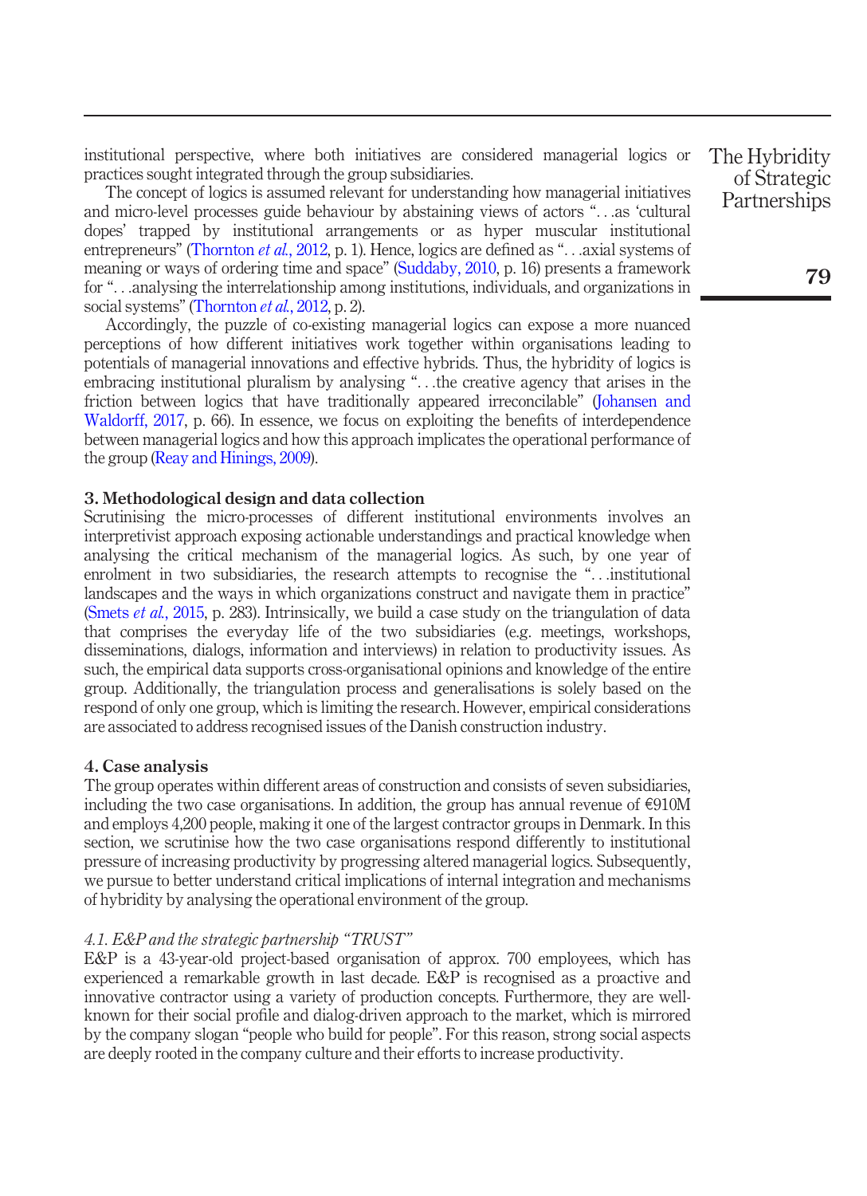institutional perspective, where both initiatives are considered managerial logics or practices sought integrated through the group subsidiaries.

The concept of logics is assumed relevant for understanding how managerial initiatives and micro-level processes guide behaviour by abstaining views of actors "…as 'cultural dopes' trapped by institutional arrangements or as hyper muscular institutional entrepreneurs" (Thornton *et al.*, 2012, p. 1). Hence, logics are defined as "…axial systems of meaning or ways of ordering time and space" (Suddaby, 2010, p. 16) presents a framework for "…analysing the interrelationship among institutions, individuals, and organizations in social systems" (Thornton *et al.*, 2012, p. 2).

Accordingly, the puzzle of co-existing managerial logics can expose a more nuanced perceptions of how different initiatives work together within organisations leading to potentials of managerial innovations and effective hybrids. Thus, the hybridity of logics is embracing institutional pluralism by analysing "…the creative agency that arises in the friction between logics that have traditionally appeared irreconcilable" (Johansen and Waldorff, 2017, p. 66). In essence, we focus on exploiting the benefits of interdependence between managerial logics and how this approach implicates the operational performance of the group (Reay and Hinings, 2009).

## 3. Methodological design and data collection

Scrutinising the micro-processes of different institutional environments involves an interpretivist approach exposing actionable understandings and practical knowledge when analysing the critical mechanism of the managerial logics. As such, by one year of enrolment in two subsidiaries, the research attempts to recognise the "…institutional landscapes and the ways in which organizations construct and navigate them in practice" (Smets *et al.*, 2015, p. 283). Intrinsically, we build a case study on the triangulation of data that comprises the everyday life of the two subsidiaries (e.g. meetings, workshops, disseminations, dialogs, information and interviews) in relation to productivity issues. As such, the empirical data supports cross-organisational opinions and knowledge of the entire group. Additionally, the triangulation process and generalisations is solely based on the respond of only one group, which is limiting the research. However, empirical considerations are associated to address recognised issues of the Danish construction industry.

## 4. Case analysis

The group operates within different areas of construction and consists of seven subsidiaries, including the two case organisations. In addition, the group has annual revenue of €910M and employs 4,200 people, making it one of the largest contractor groups in Denmark. In this section, we scrutinise how the two case organisations respond differently to institutional pressure of increasing productivity by progressing altered managerial logics. Subsequently, we pursue to better understand critical implications of internal integration and mechanisms of hybridity by analysing the operational environment of the group.

### *4.1. E&P and the strategic partnership "TRUST"*

E&P is a 43-year-old project-based organisation of approx. 700 employees, which has experienced a remarkable growth in last decade. E&P is recognised as a proactive and innovative contractor using a variety of production concepts. Furthermore, they are well-known for their social profile and dialog-driven approach to the market, which is mirrored by the company slogan "people who build for people". For this reason, strong social aspects are deeply rooted in the company culture and their efforts to increase productivity.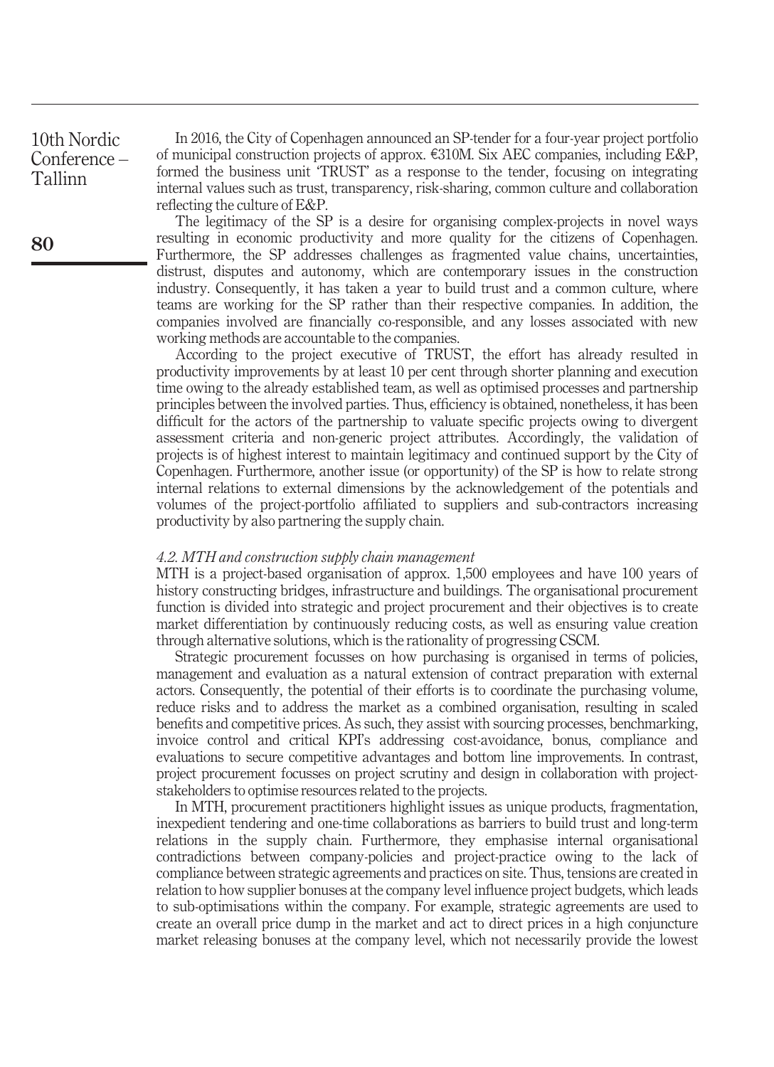In 2016, the City of Copenhagen announced an SP-tender for a four-year project portfolio of municipal construction projects of approx. €310M. Six AEC companies, including E&P, formed the business unit 'TRUST' as a response to the tender, focusing on integrating internal values such as trust, transparency, risk-sharing, common culture and collaboration reflecting the culture of E&P.

The legitimacy of the SP is a desire for organising complex-projects in novel ways resulting in economic productivity and more quality for the citizens of Copenhagen. Furthermore, the SP addresses challenges as fragmented value chains, uncertainties, distrust, disputes and autonomy, which are contemporary issues in the construction industry. Consequently, it has taken a year to build trust and a common culture, where teams are working for the SP rather than their respective companies. In addition, the companies involved are financially co-responsible, and any losses associated with new working methods are accountable to the companies.

According to the project executive of TRUST, the effort has already resulted in productivity improvements by at least 10 per cent through shorter planning and execution time owing to the already established team, as well as optimised processes and partnership principles between the involved parties. Thus, efficiency is obtained, nonetheless, it has been difficult for the actors of the partnership to valuate specific projects owing to divergent assessment criteria and non-generic project attributes. Accordingly, the validation of projects is of highest interest to maintain legitimacy and continued support by the City of Copenhagen. Furthermore, another issue (or opportunity) of the SP is how to relate strong internal relations to external dimensions by the acknowledgement of the potentials and volumes of the project-portfolio affiliated to suppliers and sub-contractors increasing productivity by also partnering the supply chain.

### *4.2. MTH and construction supply chain management*

MTH is a project-based organisation of approx. 1,500 employees and have 100 years of history constructing bridges, infrastructure and buildings. The organisational procurement function is divided into strategic and project procurement and their objectives is to create market differentiation by continuously reducing costs, as well as ensuring value creation through alternative solutions, which is the rationality of progressing CSCM.

Strategic procurement focusses on how purchasing is organised in terms of policies, management and evaluation as a natural extension of contract preparation with external actors. Consequently, the potential of their efforts is to coordinate the purchasing volume, reduce risks and to address the market as a combined organisation, resulting in scaled benefits and competitive prices. As such, they assist with sourcing processes, benchmarking, invoice control and critical KPI's addressing cost-avoidance, bonus, compliance and evaluations to secure competitive advantages and bottom line improvements. In contrast, project procurement focusses on project scrutiny and design in collaboration with project-stakeholders to optimise resources related to the projects.

In MTH, procurement practitioners highlight issues as unique products, fragmentation, inexpedient tendering and one-time collaborations as barriers to build trust and long-term relations in the supply chain. Furthermore, they emphasise internal organisational contradictions between company-policies and project-practice owing to the lack of compliance between strategic agreements and practices on site. Thus, tensions are created in relation to how supplier bonuses at the company level influence project budgets, which leads to sub-optimisations within the company. For example, strategic agreements are used to create an overall price dump in the market and act to direct prices in a high conjuncture market releasing bonuses at the company level, which not necessarily provide the lowest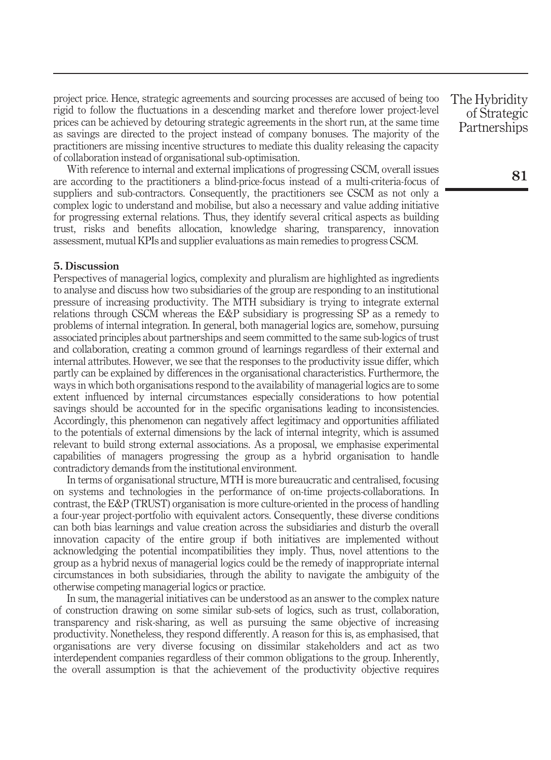project price. Hence, strategic agreements and sourcing processes are accused of being too rigid to follow the fluctuations in a descending market and therefore lower project-level prices can be achieved by detouring strategic agreements in the short run, at the same time as savings are directed to the project instead of company bonuses. The majority of the practitioners are missing incentive structures to mediate this duality releasing the capacity of collaboration instead of organisational sub-optimisation.

With reference to internal and external implications of progressing CSCM, overall issues are according to the practitioners a blind-price-focus instead of a multi-criteria-focus of suppliers and sub-contractors. Consequently, the practitioners see CSCM as not only a complex logic to understand and mobilise, but also a necessary and value adding initiative for progressing external relations. Thus, they identify several critical aspects as building trust, risks and benefits allocation, knowledge sharing, transparency, innovation assessment, mutual KPIs and supplier evaluations as main remedies to progress CSCM.

## 5. Discussion

Perspectives of managerial logics, complexity and pluralism are highlighted as ingredients to analyse and discuss how two subsidiaries of the group are responding to an institutional pressure of increasing productivity. The MTH subsidiary is trying to integrate external relations through CSCM whereas the E&P subsidiary is progressing SP as a remedy to problems of internal integration. In general, both managerial logics are, somehow, pursuing associated principles about partnerships and seem committed to the same sub-logics of trust and collaboration, creating a common ground of learnings regardless of their external and internal attributes. However, we see that the responses to the productivity issue differ, which partly can be explained by differences in the organisational characteristics. Furthermore, the ways in which both organisations respond to the availability of managerial logics are to some extent influenced by internal circumstances especially considerations to how potential savings should be accounted for in the specific organisations leading to inconsistencies. Accordingly, this phenomenon can negatively affect legitimacy and opportunities affiliated to the potentials of external dimensions by the lack of internal integrity, which is assumed relevant to build strong external associations. As a proposal, we emphasise experimental capabilities of managers progressing the group as a hybrid organisation to handle contradictory demands from the institutional environment.

In terms of organisational structure, MTH is more bureaucratic and centralised, focusing on systems and technologies in the performance of on-time projects-collaborations. In contrast, the E&P (TRUST) organisation is more culture-oriented in the process of handling a four-year project-portfolio with equivalent actors. Consequently, these diverse conditions can both bias learnings and value creation across the subsidiaries and disturb the overall innovation capacity of the entire group if both initiatives are implemented without acknowledging the potential incompatibilities they imply. Thus, novel attentions to the group as a hybrid nexus of managerial logics could be the remedy of inappropriate internal circumstances in both subsidiaries, through the ability to navigate the ambiguity of the otherwise competing managerial logics or practice.

In sum, the managerial initiatives can be understood as an answer to the complex nature of construction drawing on some similar sub-sets of logics, such as trust, collaboration, transparency and risk-sharing, as well as pursuing the same objective of increasing productivity. Nonetheless, they respond differently. A reason for this is, as emphasised, that organisations are very diverse focusing on dissimilar stakeholders and act as two interdependent companies regardless of their common obligations to the group. Inherently, the overall assumption is that the achievement of the productivity objective requires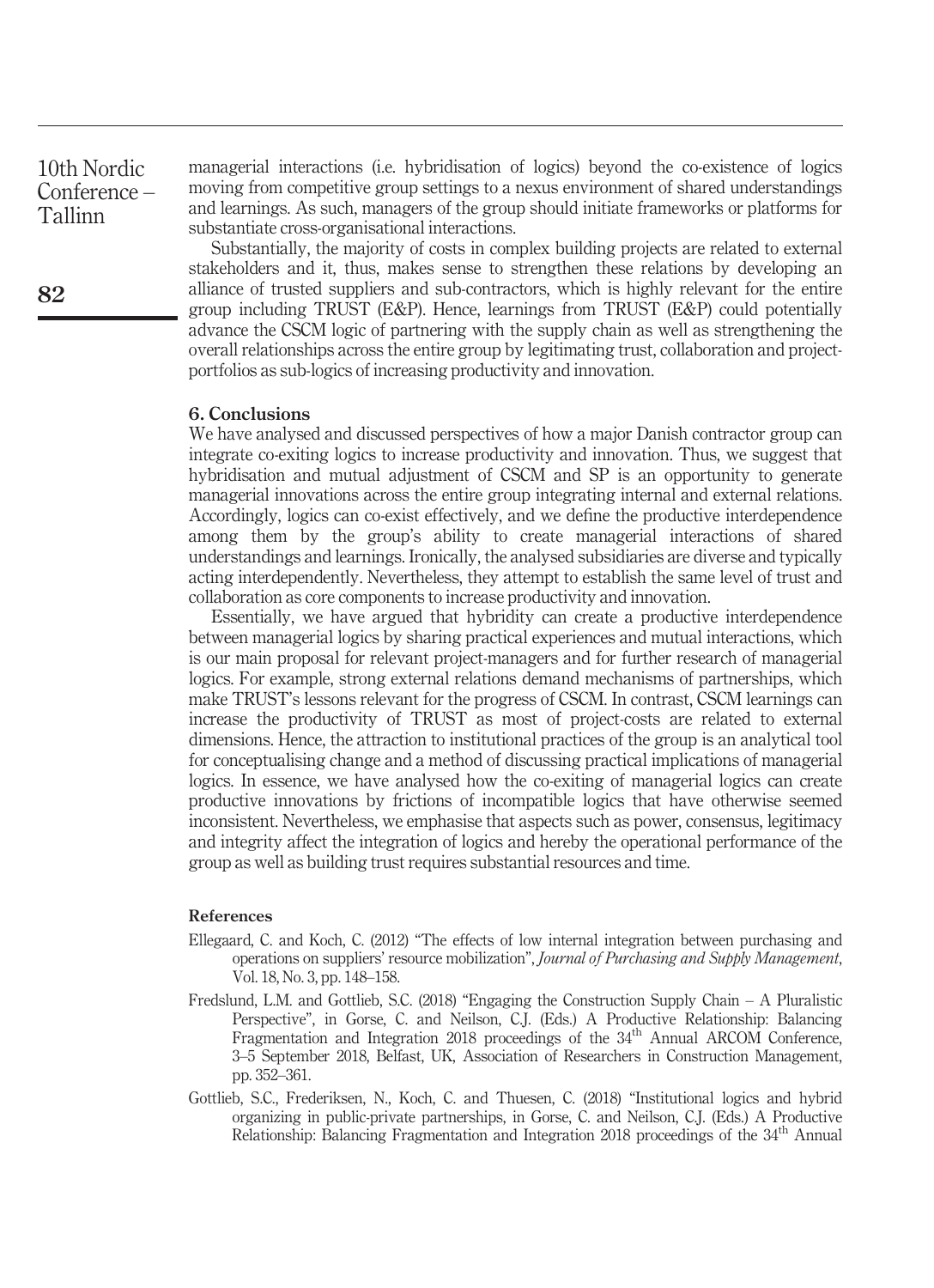managerial interactions (i.e. hybridisation of logics) beyond the co-existence of logics moving from competitive group settings to a nexus environment of shared understandings and learnings. As such, managers of the group should initiate frameworks or platforms for substantiate cross-organisational interactions.

Substantially, the majority of costs in complex building projects are related to external stakeholders and it, thus, makes sense to strengthen these relations by developing an alliance of trusted suppliers and sub-contractors, which is highly relevant for the entire group including TRUST (E&P). Hence, learnings from TRUST (E&P) could potentially advance the CSCM logic of partnering with the supply chain as well as strengthening the overall relationships across the entire group by legitimating trust, collaboration and project-portfolios as sub-logics of increasing productivity and innovation.

## 6. Conclusions

We have analysed and discussed perspectives of how a major Danish contractor group can integrate co-exiting logics to increase productivity and innovation. Thus, we suggest that hybridisation and mutual adjustment of CSCM and SP is an opportunity to generate managerial innovations across the entire group integrating internal and external relations. Accordingly, logics can co-exist effectively, and we define the productive interdependence among them by the group's ability to create managerial interactions of shared understandings and learnings. Ironically, the analysed subsidiaries are diverse and typically acting interdependently. Nevertheless, they attempt to establish the same level of trust and collaboration as core components to increase productivity and innovation.

Essentially, we have argued that hybridity can create a productive interdependence between managerial logics by sharing practical experiences and mutual interactions, which is our main proposal for relevant project-managers and for further research of managerial logics. For example, strong external relations demand mechanisms of partnerships, which make TRUST's lessons relevant for the progress of CSCM. In contrast, CSCM learnings can increase the productivity of TRUST as most of project-costs are related to external dimensions. Hence, the attraction to institutional practices of the group is an analytical tool for conceptualising change and a method of discussing practical implications of managerial logics. In essence, we have analysed how the co-exiting of managerial logics can create productive innovations by frictions of incompatible logics that have otherwise seemed inconsistent. Nevertheless, we emphasise that aspects such as power, consensus, legitimacy and integrity affect the integration of logics and hereby the operational performance of the group as well as building trust requires substantial resources and time.

### References

Ellegaard, C. and Koch, C. (2012) "The effects of low internal integration between purchasing and operations on suppliers' resource mobilization", *Journal of Purchasing and Supply Management*, Vol. 18, No. 3, pp. 148–158.

Fredslund, L.M. and Gottlieb, S.C. (2018) "Engaging the Construction Supply Chain – A Pluralistic Perspective", in Gorse, C. and Neilson, C.J. (Eds.) A Productive Relationship: Balancing Fragmentation and Integration 2018 proceedings of the 34th Annual ARCOM Conference, 3–5 September 2018, Belfast, UK, Association of Researchers in Construction Management, pp. 352–361.

Gottlieb, S.C., Frederiksen, N., Koch, C. and Thuesen, C. (2018) "Institutional logics and hybrid organizing in public-private partnerships, in Gorse, C. and Neilson, C.J. (Eds.) A Productive Relationship: Balancing Fragmentation and Integration 2018 proceedings of the 34th Annual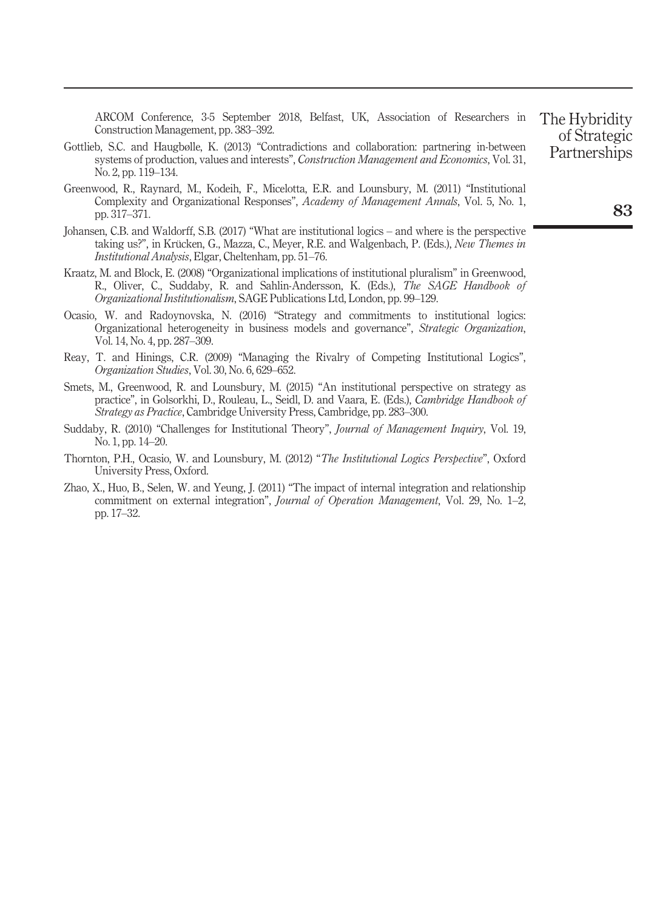ARCOM Conference, 3-5 September 2018, Belfast, UK, Association of Researchers in Construction Management, pp. 383–392.

Gottlieb, S.C. and Haugbølle, K. (2013) "Contradictions and collaboration: partnering in-between systems of production, values and interests", *Construction Management and Economics*, Vol. 31, No. 2, pp. 119–134.

Greenwood, R., Raynard, M., Kodeih, F., Micelotta, E.R. and Lounsbury, M. (2011) "Institutional Complexity and Organizational Responses", *Academy of Management Annals*, Vol. 5, No. 1, pp. 317–371.

Johansen, C.B. and Waldorff, S.B. (2017) "What are institutional logics – and where is the perspective taking us?", in Krücken, G., Mazza, C., Meyer, R.E. and Walgenbach, P. (Eds.), *New Themes in Institutional Analysis*, Elgar, Cheltenham, pp. 51–76.

Kraatz, M. and Block, E. (2008) "Organizational implications of institutional pluralism" in Greenwood, R., Oliver, C., Suddaby, R. and Sahlin-Andersson, K. (Eds.), *The SAGE Handbook of Organizational Institutionalism*, SAGE Publications Ltd, London, pp. 99–129.

Ocasio, W. and Radoynovska, N. (2016) "Strategy and commitments to institutional logics: Organizational heterogeneity in business models and governance", *Strategic Organization*, Vol. 14, No. 4, pp. 287–309.

Reay, T. and Hinings, C.R. (2009) "Managing the Rivalry of Competing Institutional Logics", *Organization Studies*, Vol. 30, No. 6, 629–652.

Smets, M., Greenwood, R. and Lounsbury, M. (2015) "An institutional perspective on strategy as practice", in Golsorkhi, D., Rouleau, L., Seidl, D. and Vaara, E. (Eds.), *Cambridge Handbook of Strategy as Practice*, Cambridge University Press, Cambridge, pp. 283–300.

Suddaby, R. (2010) "Challenges for Institutional Theory", *Journal of Management Inquiry*, Vol. 19, No. 1, pp. 14–20.

Thornton, P.H., Ocasio, W. and Lounsbury, M. (2012) "*The Institutional Logics Perspective*", Oxford University Press, Oxford.

Zhao, X., Huo, B., Selen, W. and Yeung, J. (2011) "The impact of internal integration and relationship commitment on external integration", *Journal of Operation Management*, Vol. 29, No. 1–2, pp. 17–32.